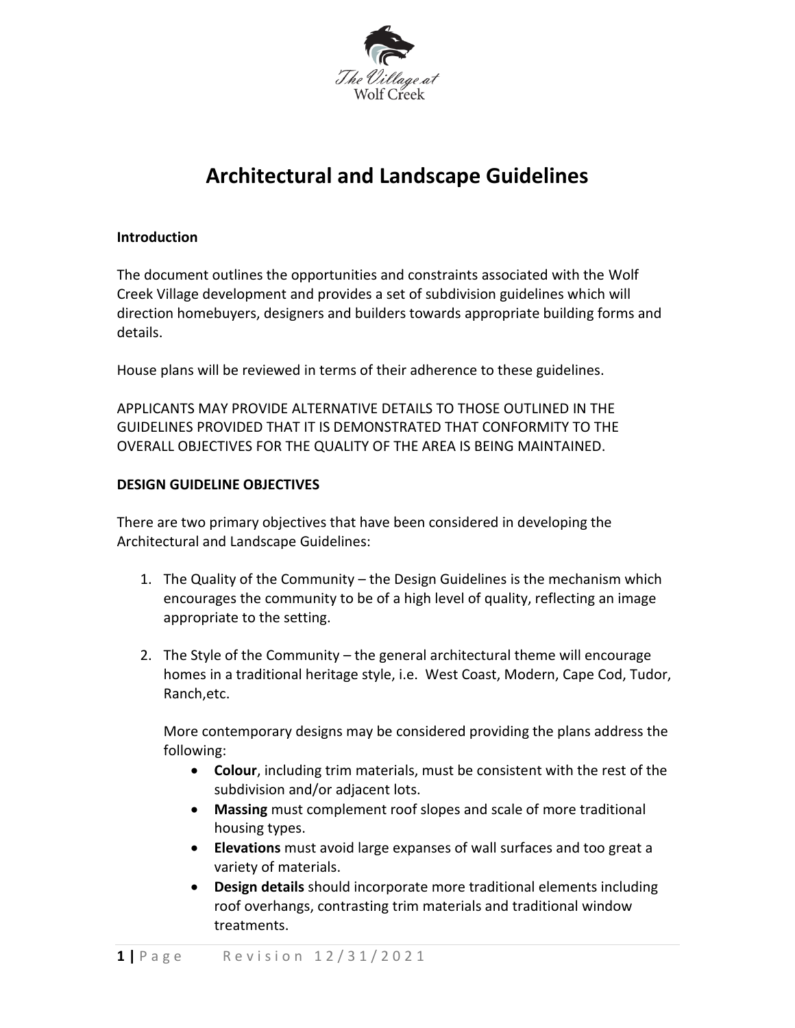The Village at Wolf Creek

# Architectural and Landscape Guidelines

**Introduction**

The document outlines the opportunities and constraints associated with the Wolf Creek Village development and provides a set of subdivision guidelines which will direction homebuyers, designers and builders towards appropriate building forms and details.

House plans will be reviewed in terms of their adherence to these guidelines.

APPLICANTS MAY PROVIDE ALTERNATIVE DETAILS TO THOSE OUTLINED IN THE GUIDELINES PROVIDED THAT IT IS DEMONSTRATED THAT CONFORMITY TO THE OVERALL OBJECTIVES FOR THE QUALITY OF THE AREA IS BEING MAINTAINED.

**DESIGN GUIDELINE OBJECTIVES**

There are two primary objectives that have been considered in developing the Architectural and Landscape Guidelines:

1. The Quality of the Community – the Design Guidelines is the mechanism which encourages the community to be of a high level of quality, reflecting an image appropriate to the setting.

2. The Style of the Community – the general architectural theme will encourage homes in a traditional heritage style, i.e. West Coast, Modern, Cape Cod, Tudor, Ranch,etc.

   More contemporary designs may be considered providing the plans address the following:

   - **Colour**, including trim materials, must be consistent with the rest of the subdivision and/or adjacent lots.
   - **Massing** must complement roof slopes and scale of more traditional housing types.
   - **Elevations** must avoid large expanses of wall surfaces and too great a variety of materials.
   - **Design details** should incorporate more traditional elements including roof overhangs, contrasting trim materials and traditional window treatments.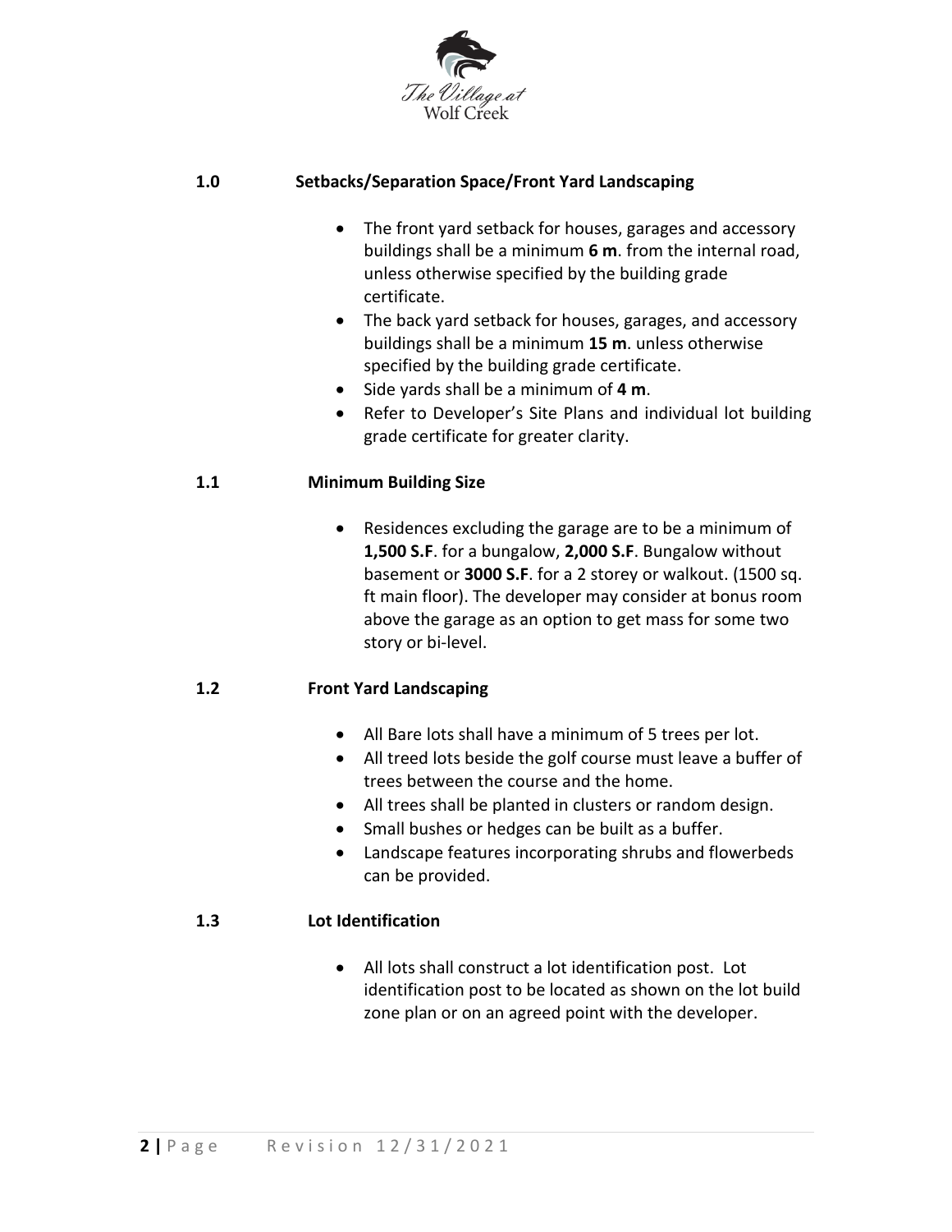## 1.0 Setbacks/Separation Space/Front Yard Landscaping

- The front yard setback for houses, garages and accessory buildings shall be a minimum **6 m**. from the internal road, unless otherwise specified by the building grade certificate.
- The back yard setback for houses, garages, and accessory buildings shall be a minimum **15 m**. unless otherwise specified by the building grade certificate.
- Side yards shall be a minimum of **4 m**.
- Refer to Developer's Site Plans and individual lot building grade certificate for greater clarity.

## 1.1 Minimum Building Size

- Residences excluding the garage are to be a minimum of **1,500 S.F**. for a bungalow, **2,000 S.F**. Bungalow without basement or **3000 S.F**. for a 2 storey or walkout. (1500 sq. ft main floor). The developer may consider at bonus room above the garage as an option to get mass for some two story or bi-level.

## 1.2 Front Yard Landscaping

- All Bare lots shall have a minimum of 5 trees per lot.
- All treed lots beside the golf course must leave a buffer of trees between the course and the home.
- All trees shall be planted in clusters or random design.
- Small bushes or hedges can be built as a buffer.
- Landscape features incorporating shrubs and flowerbeds can be provided.

## 1.3 Lot Identification

- All lots shall construct a lot identification post. Lot identification post to be located as shown on the lot build zone plan or on an agreed point with the developer.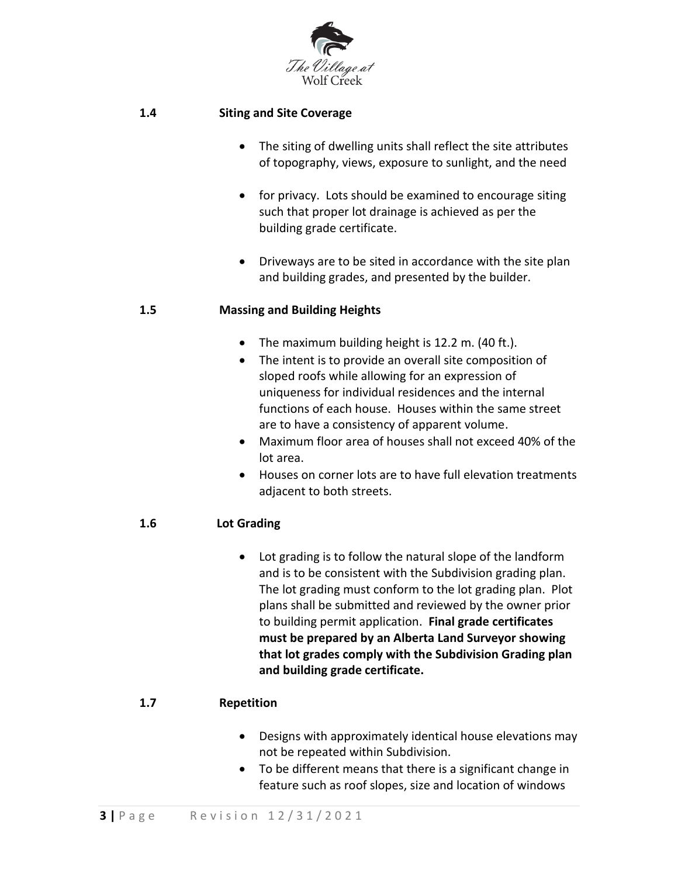### 1.4 Siting and Site Coverage

- The siting of dwelling units shall reflect the site attributes of topography, views, exposure to sunlight, and the need
- for privacy. Lots should be examined to encourage siting such that proper lot drainage is achieved as per the building grade certificate.
- Driveways are to be sited in accordance with the site plan and building grades, and presented by the builder.

### 1.5 Massing and Building Heights

- The maximum building height is 12.2 m. (40 ft.).
- The intent is to provide an overall site composition of sloped roofs while allowing for an expression of uniqueness for individual residences and the internal functions of each house. Houses within the same street are to have a consistency of apparent volume.
- Maximum floor area of houses shall not exceed 40% of the lot area.
- Houses on corner lots are to have full elevation treatments adjacent to both streets.

### 1.6 Lot Grading

- Lot grading is to follow the natural slope of the landform and is to be consistent with the Subdivision grading plan. The lot grading must conform to the lot grading plan. Plot plans shall be submitted and reviewed by the owner prior to building permit application. **Final grade certificates must be prepared by an Alberta Land Surveyor showing that lot grades comply with the Subdivision Grading plan and building grade certificate.**

### 1.7 Repetition

- Designs with approximately identical house elevations may not be repeated within Subdivision.
- To be different means that there is a significant change in feature such as roof slopes, size and location of windows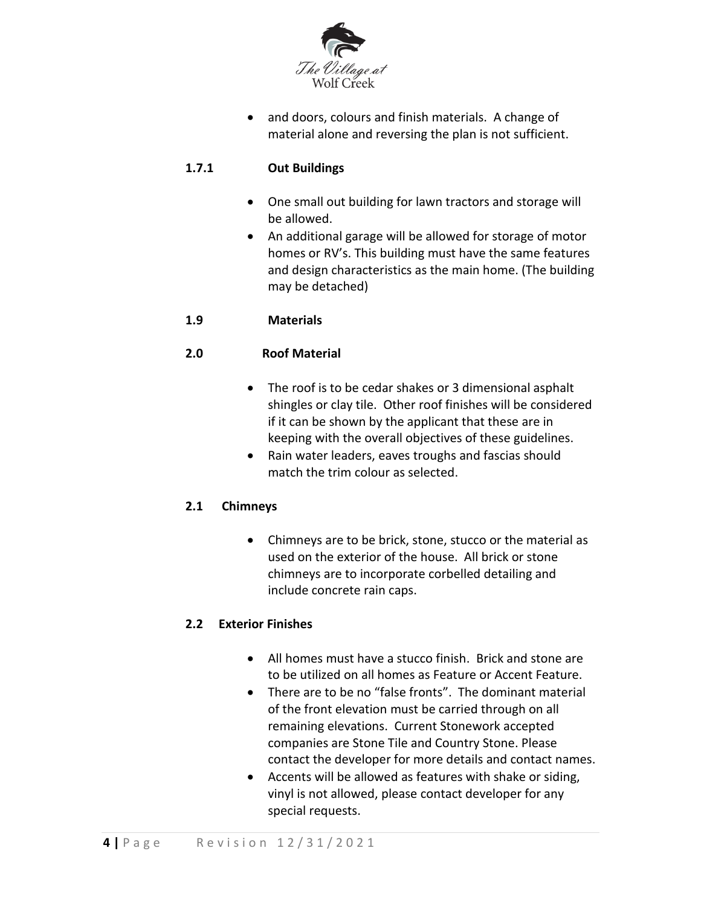- and doors, colours and finish materials. A change of material alone and reversing the plan is not sufficient.

### 1.7.1 Out Buildings

- One small out building for lawn tractors and storage will be allowed.
- An additional garage will be allowed for storage of motor homes or RV's. This building must have the same features and design characteristics as the main home. (The building may be detached)

### 1.9 Materials

### 2.0 Roof Material

- The roof is to be cedar shakes or 3 dimensional asphalt shingles or clay tile. Other roof finishes will be considered if it can be shown by the applicant that these are in keeping with the overall objectives of these guidelines.
- Rain water leaders, eaves troughs and fascias should match the trim colour as selected.

### 2.1 Chimneys

- Chimneys are to be brick, stone, stucco or the material as used on the exterior of the house. All brick or stone chimneys are to incorporate corbelled detailing and include concrete rain caps.

### 2.2 Exterior Finishes

- All homes must have a stucco finish. Brick and stone are to be utilized on all homes as Feature or Accent Feature.
- There are to be no "false fronts". The dominant material of the front elevation must be carried through on all remaining elevations. Current Stonework accepted companies are Stone Tile and Country Stone. Please contact the developer for more details and contact names.
- Accents will be allowed as features with shake or siding, vinyl is not allowed, please contact developer for any special requests.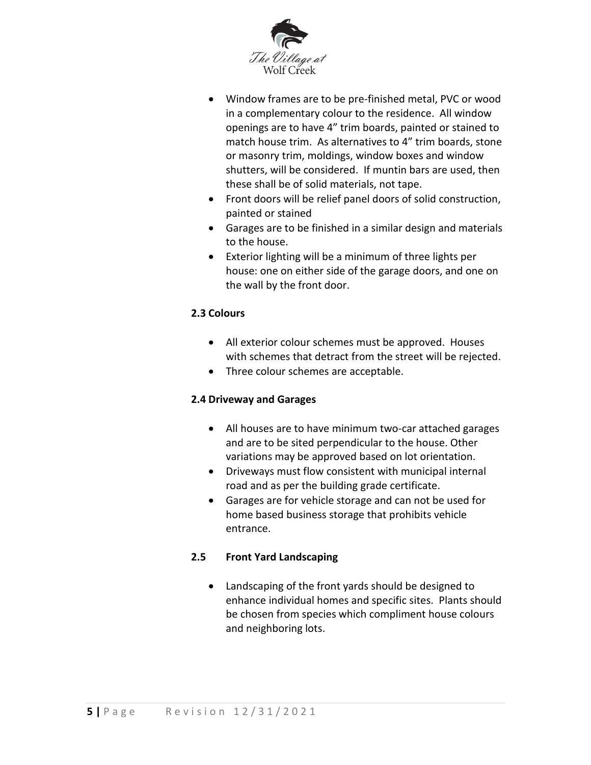- Window frames are to be pre-finished metal, PVC or wood in a complementary colour to the residence. All window openings are to have 4" trim boards, painted or stained to match house trim. As alternatives to 4" trim boards, stone or masonry trim, moldings, window boxes and window shutters, will be considered. If muntin bars are used, then these shall be of solid materials, not tape.
- Front doors will be relief panel doors of solid construction, painted or stained
- Garages are to be finished in a similar design and materials to the house.
- Exterior lighting will be a minimum of three lights per house: one on either side of the garage doors, and one on the wall by the front door.

### 2.3 Colours

- All exterior colour schemes must be approved. Houses with schemes that detract from the street will be rejected.
- Three colour schemes are acceptable.

### 2.4 Driveway and Garages

- All houses are to have minimum two-car attached garages and are to be sited perpendicular to the house. Other variations may be approved based on lot orientation.
- Driveways must flow consistent with municipal internal road and as per the building grade certificate.
- Garages are for vehicle storage and can not be used for home based business storage that prohibits vehicle entrance.

### 2.5 Front Yard Landscaping

- Landscaping of the front yards should be designed to enhance individual homes and specific sites. Plants should be chosen from species which compliment house colours and neighboring lots.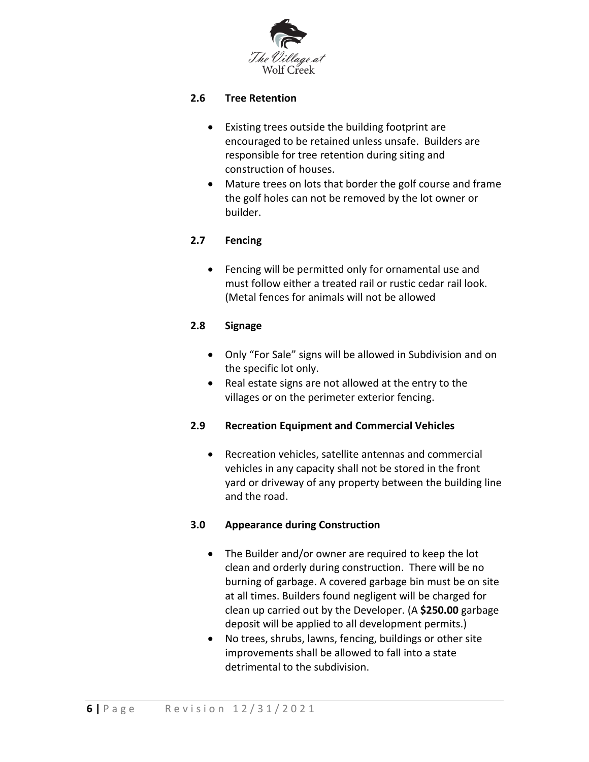### 2.6 Tree Retention

- Existing trees outside the building footprint are encouraged to be retained unless unsafe. Builders are responsible for tree retention during siting and construction of houses.
- Mature trees on lots that border the golf course and frame the golf holes can not be removed by the lot owner or builder.

### 2.7 Fencing

- Fencing will be permitted only for ornamental use and must follow either a treated rail or rustic cedar rail look. (Metal fences for animals will not be allowed

### 2.8 Signage

- Only "For Sale" signs will be allowed in Subdivision and on the specific lot only.
- Real estate signs are not allowed at the entry to the villages or on the perimeter exterior fencing.

### 2.9 Recreation Equipment and Commercial Vehicles

- Recreation vehicles, satellite antennas and commercial vehicles in any capacity shall not be stored in the front yard or driveway of any property between the building line and the road.

### 3.0 Appearance during Construction

- The Builder and/or owner are required to keep the lot clean and orderly during construction. There will be no burning of garbage. A covered garbage bin must be on site at all times. Builders found negligent will be charged for clean up carried out by the Developer. (A **$250.00** garbage deposit will be applied to all development permits.)
- No trees, shrubs, lawns, fencing, buildings or other site improvements shall be allowed to fall into a state detrimental to the subdivision.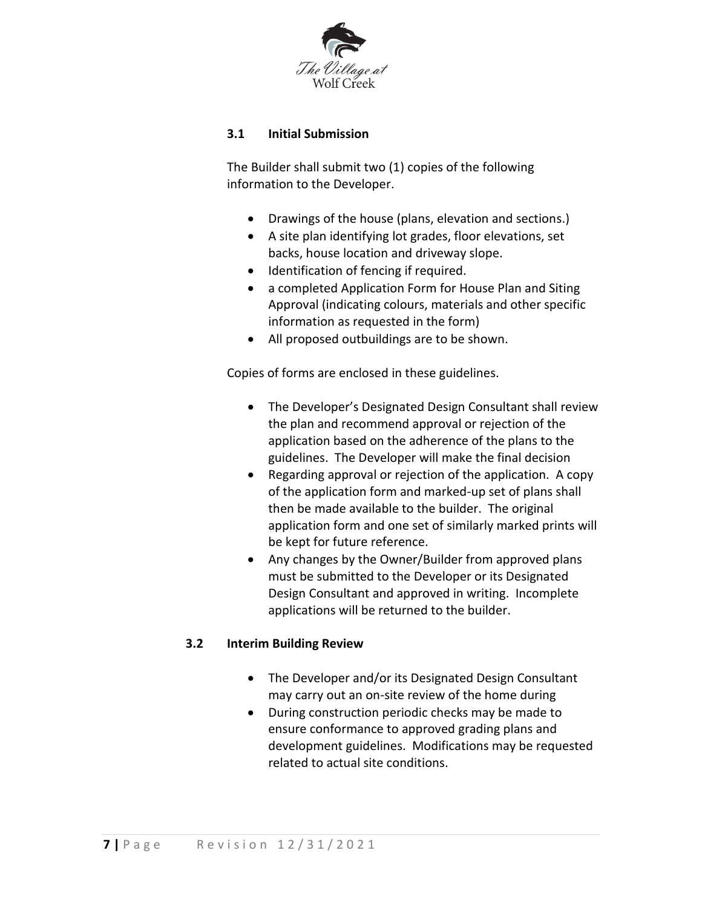### 3.1 Initial Submission

The Builder shall submit two (1) copies of the following information to the Developer.

- Drawings of the house (plans, elevation and sections.)
- A site plan identifying lot grades, floor elevations, set backs, house location and driveway slope.
- Identification of fencing if required.
- a completed Application Form for House Plan and Siting Approval (indicating colours, materials and other specific information as requested in the form)
- All proposed outbuildings are to be shown.

Copies of forms are enclosed in these guidelines.

- The Developer's Designated Design Consultant shall review the plan and recommend approval or rejection of the application based on the adherence of the plans to the guidelines. The Developer will make the final decision
- Regarding approval or rejection of the application. A copy of the application form and marked-up set of plans shall then be made available to the builder. The original application form and one set of similarly marked prints will be kept for future reference.
- Any changes by the Owner/Builder from approved plans must be submitted to the Developer or its Designated Design Consultant and approved in writing. Incomplete applications will be returned to the builder.

### 3.2 Interim Building Review

- The Developer and/or its Designated Design Consultant may carry out an on-site review of the home during
- During construction periodic checks may be made to ensure conformance to approved grading plans and development guidelines. Modifications may be requested related to actual site conditions.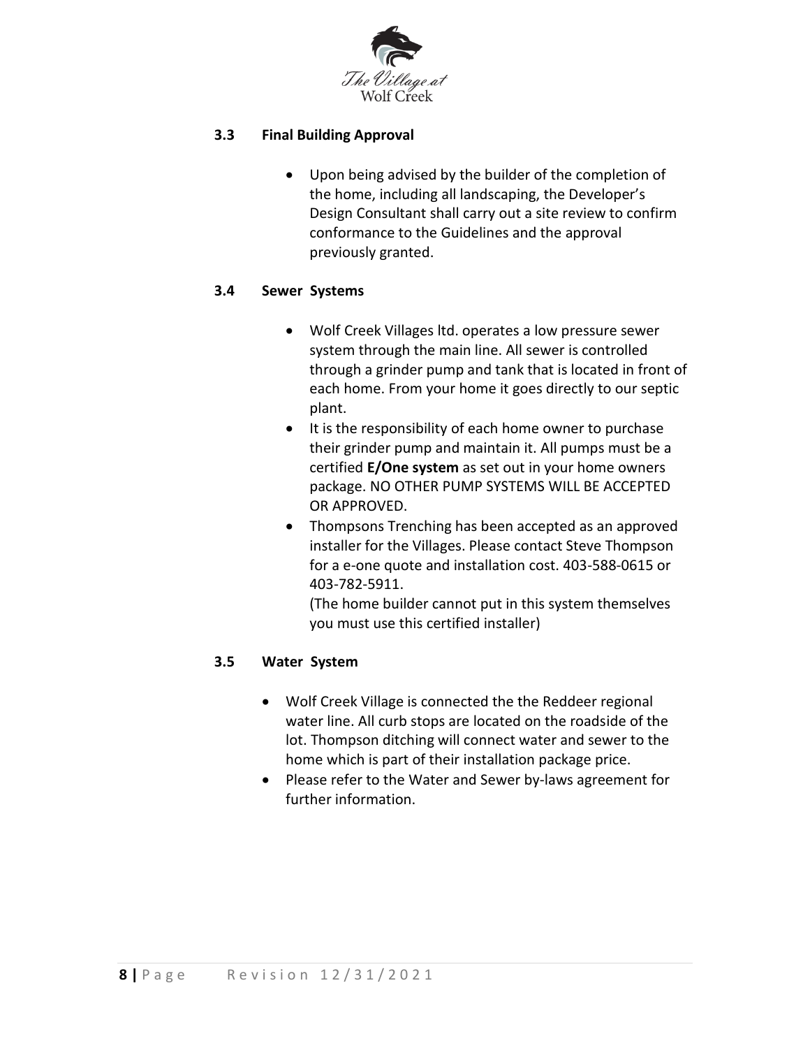### 3.3 Final Building Approval

- Upon being advised by the builder of the completion of the home, including all landscaping, the Developer's Design Consultant shall carry out a site review to confirm conformance to the Guidelines and the approval previously granted.

### 3.4 Sewer Systems

- Wolf Creek Villages ltd. operates a low pressure sewer system through the main line. All sewer is controlled through a grinder pump and tank that is located in front of each home. From your home it goes directly to our septic plant.
- It is the responsibility of each home owner to purchase their grinder pump and maintain it. All pumps must be a certified **E/One system** as set out in your home owners package. NO OTHER PUMP SYSTEMS WILL BE ACCEPTED OR APPROVED.
- Thompsons Trenching has been accepted as an approved installer for the Villages. Please contact Steve Thompson for a e-one quote and installation cost. 403-588-0615 or 403-782-5911.
  (The home builder cannot put in this system themselves you must use this certified installer)

### 3.5 Water System

- Wolf Creek Village is connected the the Reddeer regional water line. All curb stops are located on the roadside of the lot. Thompson ditching will connect water and sewer to the home which is part of their installation package price.
- Please refer to the Water and Sewer by-laws agreement for further information.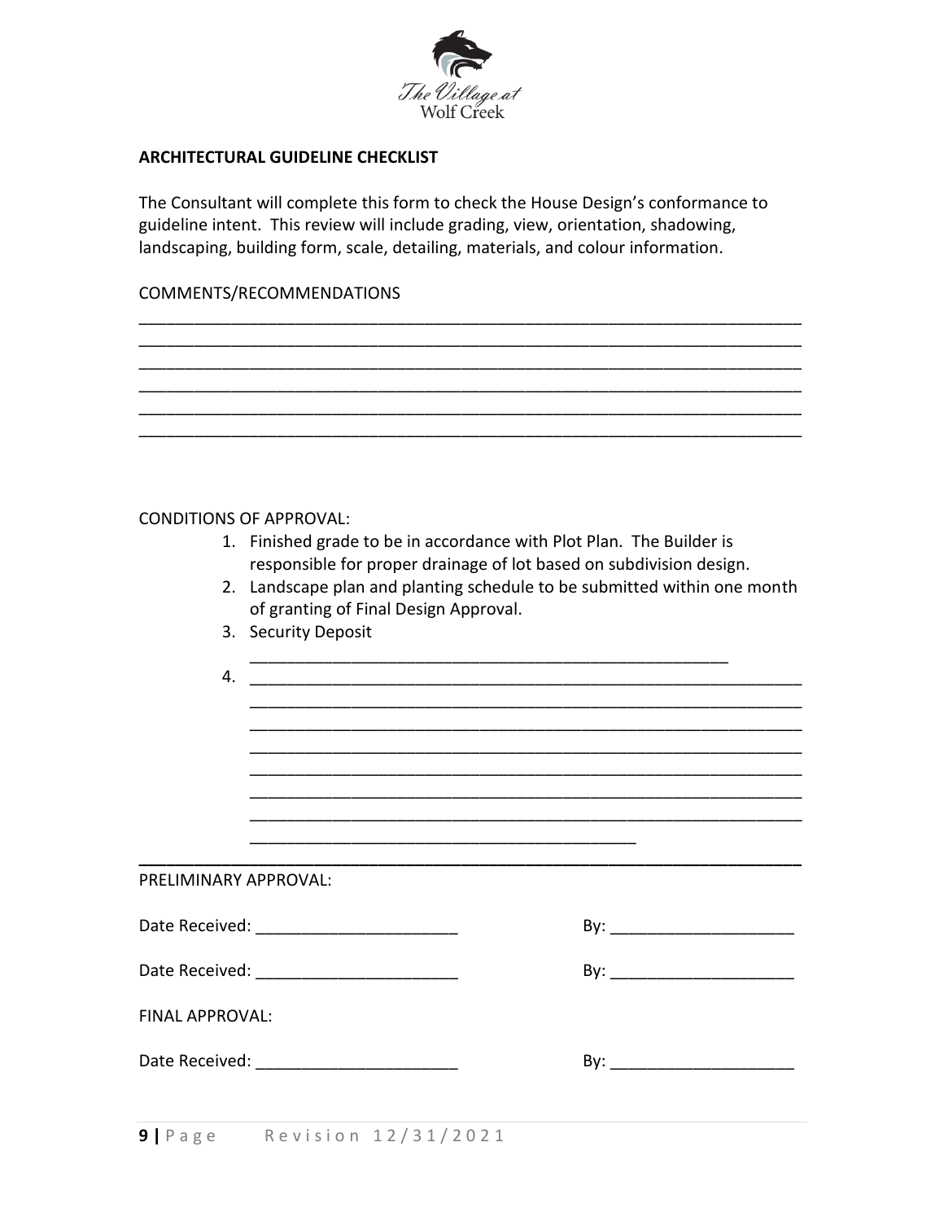**ARCHITECTURAL GUIDELINE CHECKLIST**

The Consultant will complete this form to check the House Design's conformance to guideline intent. This review will include grading, view, orientation, shadowing, landscaping, building form, scale, detailing, materials, and colour information.

COMMENTS/RECOMMENDATIONS

_______________________________________________________________________
_______________________________________________________________________
_______________________________________________________________________
_______________________________________________________________________
_______________________________________________________________________
_______________________________________________________________________

CONDITIONS OF APPROVAL:

1. Finished grade to be in accordance with Plot Plan. The Builder is responsible for proper drainage of lot based on subdivision design.
2. Landscape plan and planting schedule to be submitted within one month of granting of Final Design Approval.
3. Security Deposit
   ______________________________________________________
4. ______________________________________________________________
   ______________________________________________________________
   ______________________________________________________________
   ______________________________________________________________
   ______________________________________________________________
   ______________________________________________________________
   ______________________________________________________________
   ____________________________________________

_______________________________________________________________________

PRELIMINARY APPROVAL:

Date Received: ______________________ By: ____________________

Date Received: ______________________ By: ____________________

FINAL APPROVAL:

Date Received: ______________________ By: ____________________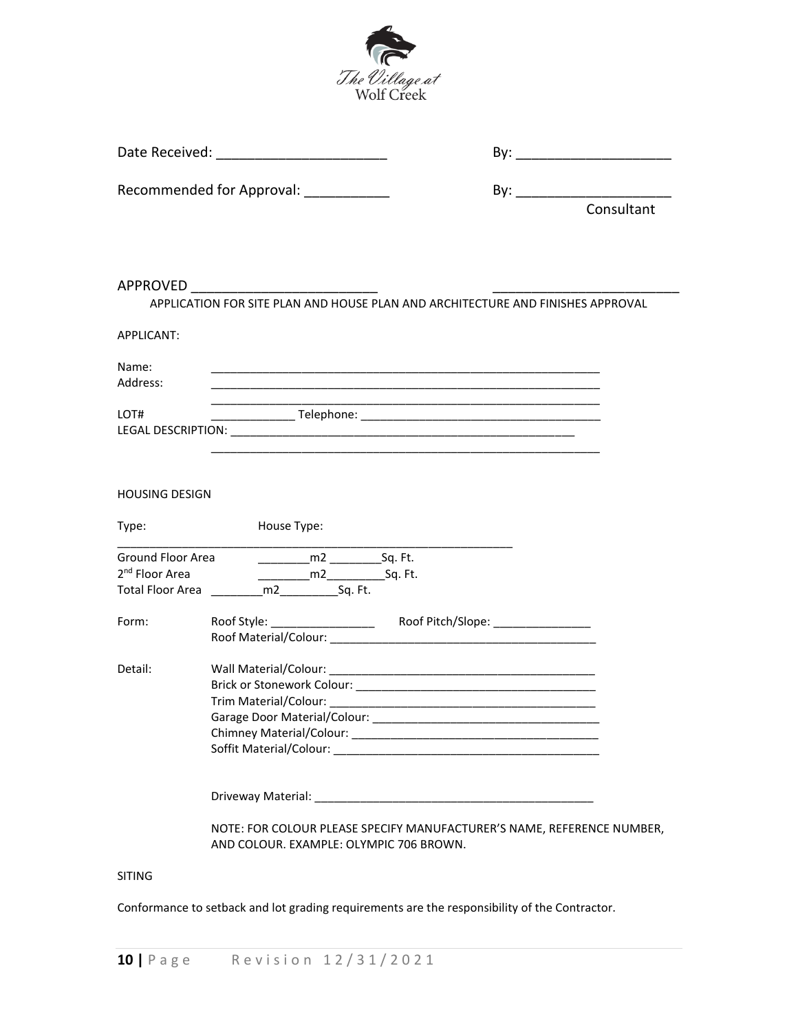The Village at Wolf Creek

Date Received: ______________________ By: ____________________

Recommended for Approval: ___________ By: ____________________
Consultant

APPROVED ________________________ ________________________

APPLICATION FOR SITE PLAN AND HOUSE PLAN AND ARCHITECTURE AND FINISHES APPROVAL

APPLICANT:

Name: ____________________________________________________________

Address: ____________________________________________________________

____________________________________________________________

LOT# _____________ Telephone: ____________________________________

LEGAL DESCRIPTION: ____________________________________________________

____________________________________________________________

HOUSING DESIGN

Type: House Type:

____________________________________________________________

Ground Floor Area ________m2 ________Sq. Ft.

2nd Floor Area ________m2_________Sq. Ft.

Total Floor Area ________m2_________Sq. Ft.

Form: Roof Style: ________________ Roof Pitch/Slope: _______________

Roof Material/Colour: ________________________________________

Detail: Wall Material/Colour: ________________________________________

Brick or Stonework Colour: _____________________________________

Trim Material/Colour: ________________________________________

Garage Door Material/Colour: ___________________________________

Chimney Material/Colour: ______________________________________

Soffit Material/Colour: ________________________________________

Driveway Material: ___________________________________________

NOTE: FOR COLOUR PLEASE SPECIFY MANUFACTURER'S NAME, REFERENCE NUMBER, AND COLOUR. EXAMPLE: OLYMPIC 706 BROWN.

SITING

Conformance to setback and lot grading requirements are the responsibility of the Contractor.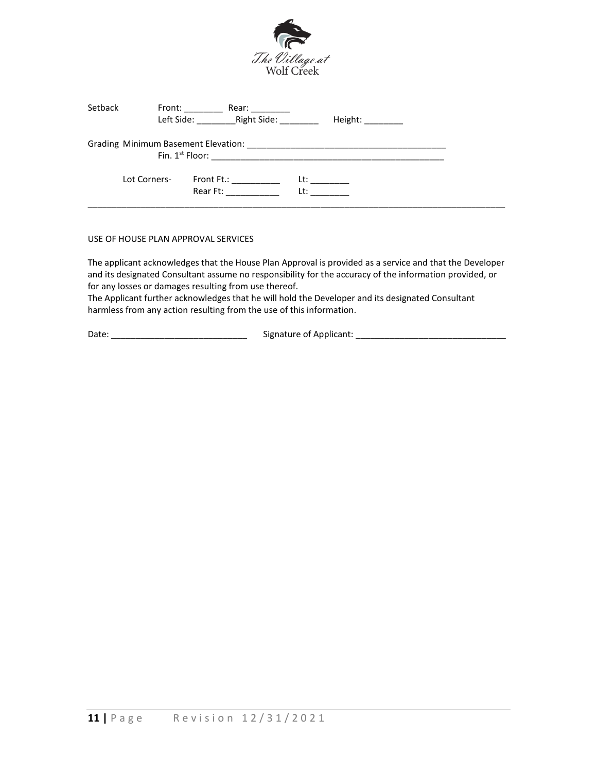Setback Front: ________ Rear: ________
Left Side: ________Right Side: ________ Height: ________

Grading Minimum Basement Elevation: ________________________________________
Fin. 1st Floor: ________________________________________________

Lot Corners- Front Ft.: __________ Lt: ________
Rear Ft: ___________ Lt: ________

---

USE OF HOUSE PLAN APPROVAL SERVICES

The applicant acknowledges that the House Plan Approval is provided as a service and that the Developer and its designated Consultant assume no responsibility for the accuracy of the information provided, or for any losses or damages resulting from use thereof.
The Applicant further acknowledges that he will hold the Developer and its designated Consultant harmless from any action resulting from the use of this information.

Date: ____________________________ Signature of Applicant: _______________________________